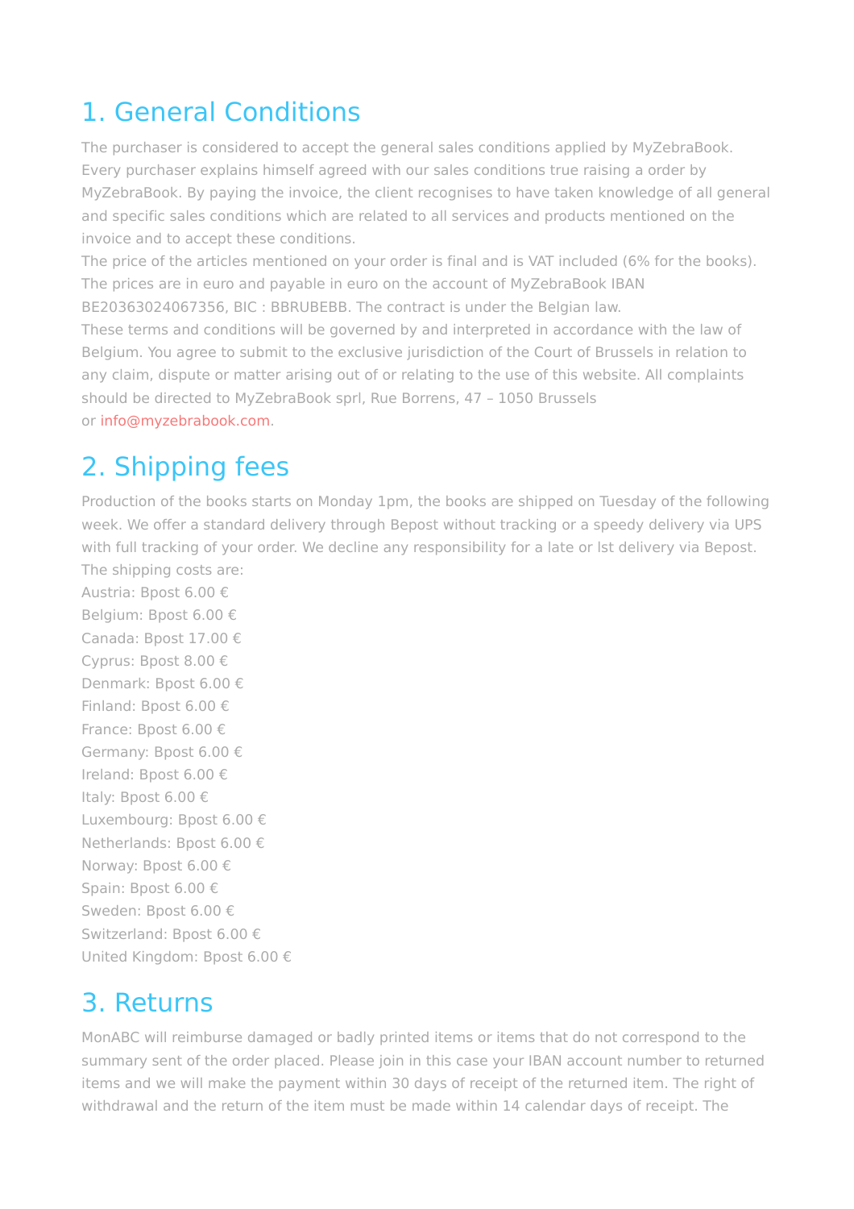## 1. General Conditions

The purchaser is considered to accept the general sales conditions applied by MyZebraBook. Every purchaser explains himself agreed with our sales conditions true raising a order by MyZebraBook. By paying the invoice, the client recognises to have taken knowledge of all general and specific sales conditions which are related to all services and products mentioned on the invoice and to accept these conditions.

The price of the articles mentioned on your order is final and is VAT included (6% for the books). The prices are in euro and payable in euro on the account of MyZebraBook IBAN BE20363024067356, BIC : BBRUBEBB. The contract is under the Belgian law.

These terms and conditions will be governed by and interpreted in accordance with the law of Belgium. You agree to submit to the exclusive jurisdiction of the Court of Brussels in relation to any claim, dispute or matter arising out of or relating to the use of this website. All complaints should be directed to MyZebraBook sprl, Rue Borrens, 47 – 1050 Brussels or info@myzebrabook.com.

## 2. Shipping fees

Production of the books starts on Monday 1pm, the books are shipped on Tuesday of the following week. We offer a standard delivery through Bepost without tracking or a speedy delivery via UPS with full tracking of your order. We decline any responsibility for a late or lst delivery via Bepost.

The shipping costs are:

Austria: Bpost 6.00 €
Belgium: Bpost 6.00 €
Canada: Bpost 17.00 €
Cyprus: Bpost 8.00 €
Denmark: Bpost 6.00 €
Finland: Bpost 6.00 €
France: Bpost 6.00 €
Germany: Bpost 6.00 €
Ireland: Bpost 6.00 €
Italy: Bpost 6.00 €
Luxembourg: Bpost 6.00 €
Netherlands: Bpost 6.00 €
Norway: Bpost 6.00 €
Spain: Bpost 6.00 €
Sweden: Bpost 6.00 €
Switzerland: Bpost 6.00 €
United Kingdom: Bpost 6.00 €

## 3. Returns

MonABC will reimburse damaged or badly printed items or items that do not correspond to the summary sent of the order placed. Please join in this case your IBAN account number to returned items and we will make the payment within 30 days of receipt of the returned item. The right of withdrawal and the return of the item must be made within 14 calendar days of receipt. The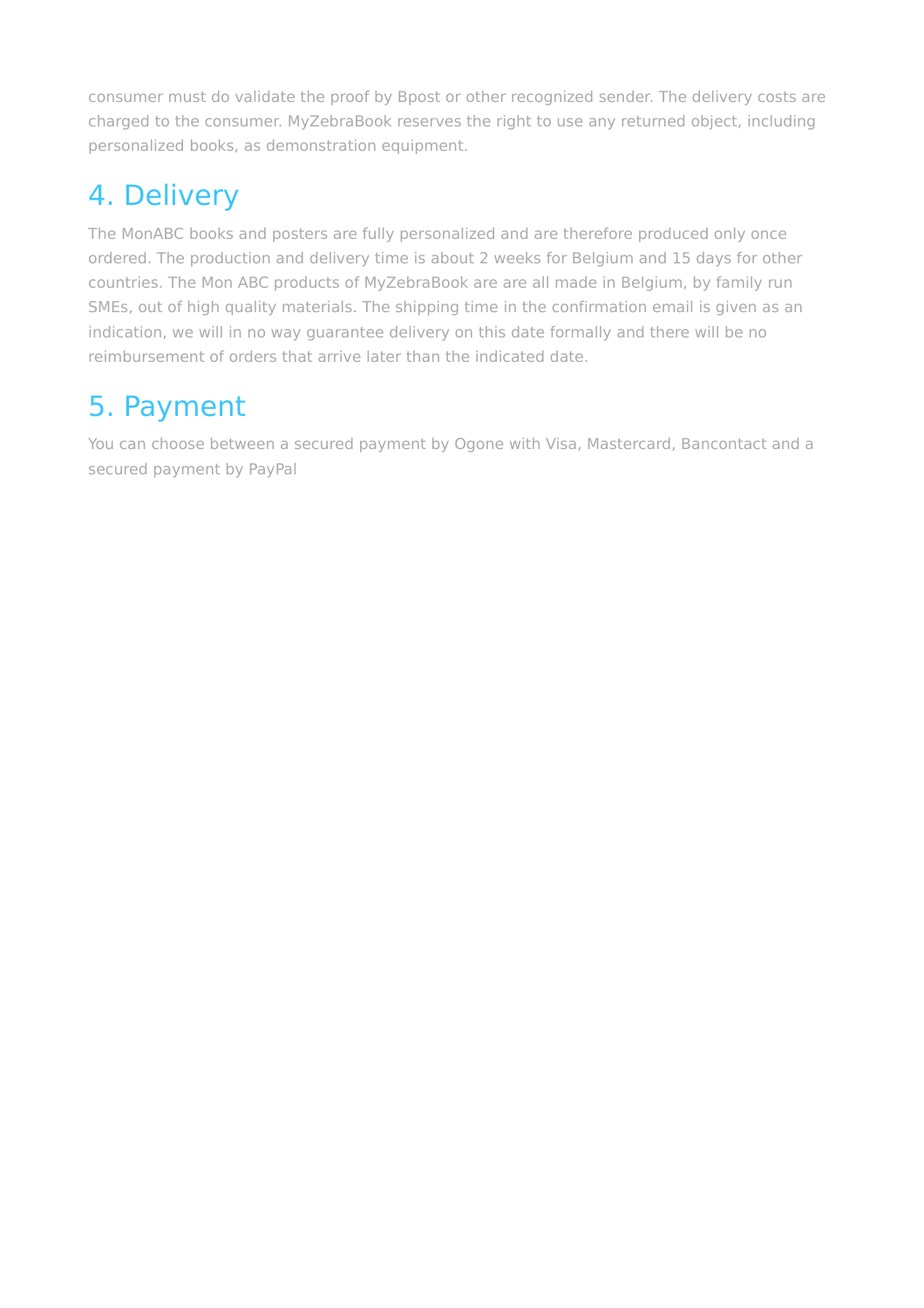consumer must do validate the proof by Bpost or other recognized sender. The delivery costs are charged to the consumer. MyZebraBook reserves the right to use any returned object, including personalized books, as demonstration equipment.

## 4. Delivery

The MonABC books and posters are fully personalized and are therefore produced only once ordered. The production and delivery time is about 2 weeks for Belgium and 15 days for other countries. The Mon ABC products of MyZebraBook are are all made in Belgium, by family run SMEs, out of high quality materials. The shipping time in the confirmation email is given as an indication, we will in no way guarantee delivery on this date formally and there will be no reimbursement of orders that arrive later than the indicated date.

## 5. Payment

You can choose between a secured payment by Ogone with Visa, Mastercard, Bancontact and a secured payment by PayPal